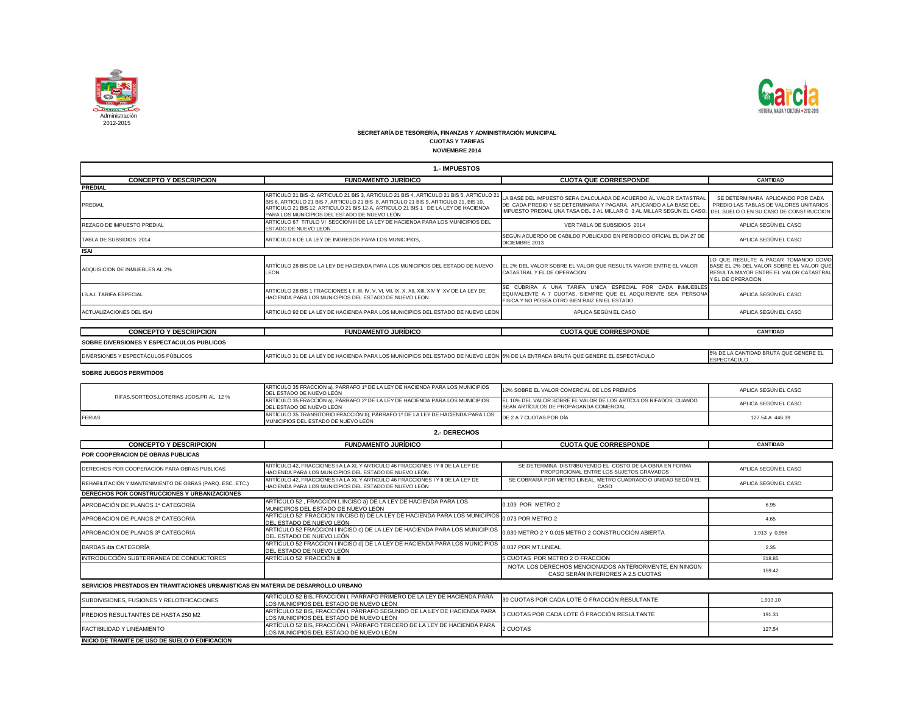Administración 2012-2015

## SECRETARÍA DE TESORERÍA, FINANZAS Y ADMINISTRACIÓN MUNICIPAL

**CUOTAS Y TARIFAS**

**NOVIEMBRE 2014**

### 1.- IMPUESTOS

| CONCEPTO Y DESCRIPCION | FUNDAMENTO JURÍDICO | CUOTA QUE CORRESPONDE | CANTIDAD |
|---|---|---|---|
| **PREDIAL** | | | |
| PREDIAL | ARTÍCULO 21 BIS -2. ARTICULO 21 BIS 3, ARTICULO 21 BIS 4, ARTICULO 21 BIS 5, ARTICULO 21 BIS 6, ARTICULO 21 BIS 7, ARTICULO 21 BIS 8, ARTICULO 21 BIS 9, ARTICULO 21, BIS 10, ARTICULO 21 BIS 12, ARTICULO 21 BIS 12-A, ARTICULO 21 BIS 1 DE LA LEY DE HACIENDA PARA LOS MUNICIPIOS DEL ESTADO DE NUEVO LEÓN | LA BASE DEL IMPUESTO SERA CALCULADA DE ACUERDO AL VALOR CATASTRAL DE CADA PREDIO Y SE DETERMINARA Y PAGARA, APLICANDO A LA BASE DEL IMPUESTO PREDIAL UNA TASA DEL 2 AL MILLAR Ó 3 AL MILLAR SEGÚN EL CASO. | SE DETERMINARA APLICANDO POR CADA PREDIO LAS TABLAS DE VALORES UNITARIOS DEL SUELO O EN SU CASO DE CONSTRUCCION |
| REZAGO DE IMPUESTO PREDIAL | ARTICULO 67 TITULO VI SECCION III DE LA LEY DE HACIENDA PARA LOS MUNICIPIOS DEL ESTADO DE NUEVO LEON | VER TABLA DE SUBSIDIOS 2014 | APLICA SEGÚN EL CASO |
| TABLA DE SUBSIDIOS 2014 | ARTICULO 6 DE LA LEY DE INGRESOS PARA LOS MUNICIPIOS, | SEGÚN ACUERDO DE CABILDO PUBLICADO EN PERIODICO OFICIAL EL DIA 27 DE DICIEMBRE 2013 | APLICA SEGÚN EL CASO |
| **ISAI** | | | |
| ADQUISICION DE INMUEBLES AL 2% | ARTÍCULO 28 BIS DE LA LEY DE HACIENDA PARA LOS MUNICIPIOS DEL ESTADO DE NUEVO LEON | EL 2% DEL VALOR SOBRE EL VALOR QUE RESULTA MAYOR ENTRE EL VALOR CATASTRAL Y EL DE OPERACION | LO QUE RESULTE A PAGAR TOMANDO COMO BASE EL 2% DEL VALOR SOBRE EL VALOR QUE RESULTA MAYOR ENTRE EL VALOR CATASTRAL Y EL DE OPERACION |
| I.S.A.I. TARIFA ESPECIAL | ARTICULO 28 BIS 1 FRACCIONES I, II, III, IV, V, VI, VII, IX, X, XII, XIII, XIV Y XV DE LA LEY DE HACIENDA PARA LOS MUNICIPIOS DEL ESTADO DE NUEVO LEON | SE CUBRIRA A UNA TARIFA UNICA ESPECIAL POR CADA INMUEBLES EQUIVALENTE A 7 CUOTAS, SIEMPRE QUE EL ADQUIRIENTE SEA PERSONA FISICA Y NO POSEA OTRO BIEN RAIZ EN EL ESTADO | APLICA SEGÚN EL CASO |
| ACTUALIZACIONES DEL ISAI | ARTICULO 92 DE LA LEY DE HACIENDA PARA LOS MUNICIPIOS DEL ESTADO DE NUEVO LEON | APLICA SEGÚN EL CASO | APLICA SEGÚN EL CASO |

| CONCEPTO Y DESCRIPCION | FUNDAMENTO JURÍDICO | CUOTA QUE CORRESPONDE | CANTIDAD |
|---|---|---|---|
| **SOBRE DIVERSIONES Y ESPECTACULOS PUBLICOS** | | | |
| DIVERSIONES Y ESPECTÁCULOS PÚBLICOS | ARTÍCULO 31 DE LA LEY DE HACIENDA PARA LOS MUNICIPIOS DEL ESTADO DE NUEVO LEÓN | 5% DE LA ENTRADA BRUTA QUE GENERE EL ESPECTÁCULO | 5% DE LA CANTIDAD BRUTA QUE GENERE EL ESPECTÁCULO |
| **SOBRE JUEGOS PERMITIDOS** | | | |
| RIFAS,SORTEOS,LOTERIAS JGOS.PR AL 12 % | ARTÍCULO 35 FRACCIÓN a), PÁRRAFO 1º DE LA LEY DE HACIENDA PARA LOS MUNICIPIOS DEL ESTADO DE NUEVO LEÓN | 12% SOBRE EL VALOR COMERCIAL DE LOS PREMIOS | APLICA SEGÚN EL CASO |
| | ARTÍCULO 35 FRACCIÓN a), PÁRRAFO 2º DE LA LEY DE HACIENDA PARA LOS MUNICIPIOS DEL ESTADO DE NUEVO LEÓN | EL 10% DEL VALOR SOBRE EL VALOR DE LOS ARTÍCULOS RIFADOS, CUANDO SEAN ARTÍCULOS DE PROPAGANDA COMERCIAL | APLICA SEGÚN EL CASO |
| FERIAS | ARTÍCULO 35 TRANSITORIO FRACCIÓN b), PÁRRAFO 1º DE LA LEY DE HACIENDA PARA LOS MUNICIPIOS DEL ESTADO DE NUEVO LEÓN | DE 2 A 7 CUOTAS POR DÍA | 127.54 A 446.39 |

### 2.- DERECHOS

| CONCEPTO Y DESCRIPCION | FUNDAMENTO JURÍDICO | CUOTA QUE CORRESPONDE | CANTIDAD |
|---|---|---|---|
| **POR COOPERACION DE OBRAS PUBLICAS** | | | |
| DERECHOS POR COOPERACIÓN PARA OBRAS PUBLICAS | ARTÍCULO 42, FRACCIONES I A LA XI, Y ARTICULO 46 FRACCIONES I Y II DE LA LEY DE HACIENDA PARA LOS MUNICIPIOS DEL ESTADO DE NUEVO LEÓN | SE DETERMINA DISTRIBUYENDO EL COSTO DE LA OBRA EN FORMA PROPORCIONAL ENTRE LOS SUJETOS GRAVADOS | APLICA SEGÚN EL CASO |
| REHABILITACIÓN Y MANTENIMIENTO DE OBRAS (PARQ. ESC. ETC.) | ARTÍCULO 42, FRACCIONES I A LA XI, Y ARTICULO 46 FRACCIONES I Y II DE LA LEY DE HACIENDA PARA LOS MUNICIPIOS DEL ESTADO DE NUEVO LEÓN | SE COBRARA POR METRO LINEAL, METRO CUADRADO O UNIDAD SEGÚN EL CASO | APLICA SEGÚN EL CASO |
| **DERECHOS POR CONSTRUCCIONES Y URBANIZACIONES** | | | |
| APROBACIÓN DE PLANOS 1ª CATEGORÍA | ARTÍCULO 52 , FRACCIÓN I, INCISO a) DE LA LEY DE HACIENDA PARA LOS MUNICIPIOS DEL ESTADO DE NUEVO LEÓN | 0.109 POR METRO 2 | 6.95 |
| APROBACIÓN DE PLANOS 2ª CATEGORÍA | ARTÍCULO 52 FRACCIÓN I INCISO b) DE LA LEY DE HACIENDA PARA LOS MUNICIPIOS DEL ESTADO DE NUEVO LEÓN | 0.073 POR METRO 2 | 4.65 |
| APROBACIÓN DE PLANOS 3ª CATEGORÍA | ARTÍCULO 52 FRACCION I INCISO c) DE LA LEY DE HACIENDA PARA LOS MUNICIPIOS DEL ESTADO DE NUEVO LEÓN | 0.030 METRO 2 Y 0.015 METRO 2 CONSTRUCCIÓN ABIERTA | 1.913 y 0.956 |
| BARDAS 4ta CATEGORÍA | ARTÍCULO 52 FRACCION I INCISO d) DE LA LEY DE HACIENDA PARA LOS MUNICIPIOS DEL ESTADO DE NUEVO LEÓN | 0.037 POR MT.LINEAL | 2.35 |
| INTRODUCCIÓN SUBTERRANEA DE CONDUCTORES | ARTÍCULO 52 FRACCIÓN III | 5 CUOTAS POR METRO 2 O FRACCION | 318.85 |
| | | NOTA: LOS DERECHOS MENCIONADOS ANTERIORMENTE, EN NINGÚN CASO SERÁN INFERIORES A 2.5 CUOTAS | 159.42 |
| **SERVICIOS PRESTADOS EN TRAMITACIONES URBANISTICAS EN MATERIA DE DESARROLLO URBANO** | | | |
| SUBDIVISIONES, FUSIONES Y RELOTIFICACIONES | ARTÍCULO 52 BIS, FRACCIÓN I, PÁRRAFO PRIMERO DE LA LEY DE HACIENDA PARA LOS MUNICIPIOS DEL ESTADO DE NUEVO LEÓN | 30 CUOTAS POR CADA LOTE Ó FRACCIÓN RESULTANTE | 1,913.10 |
| PREDIOS RESULTANTES DE HASTA 250 M2 | ARTÍCULO 52 BIS, FRACCIÓN I, PÁRRAFO SEGUNDO DE LA LEY DE HACIENDA PARA LOS MUNICIPIOS DEL ESTADO DE NUEVO LEÓN | 3 CUOTAS POR CADA LOTE Ó FRACCIÓN RESULTANTE | 191.31 |
| FACTIBILIDAD Y LINEAMIENTO | ARTÍCULO 52 BIS, FRACCIÓN I, PÁRRAFO TERCERO DE LA LEY DE HACIENDA PARA LOS MUNICIPIOS DEL ESTADO DE NUEVO LEÓN | 2 CUOTAS | 127.54 |
| **INICIO DE TRAMITE DE USO DE SUELO O EDIFICACION** | | | |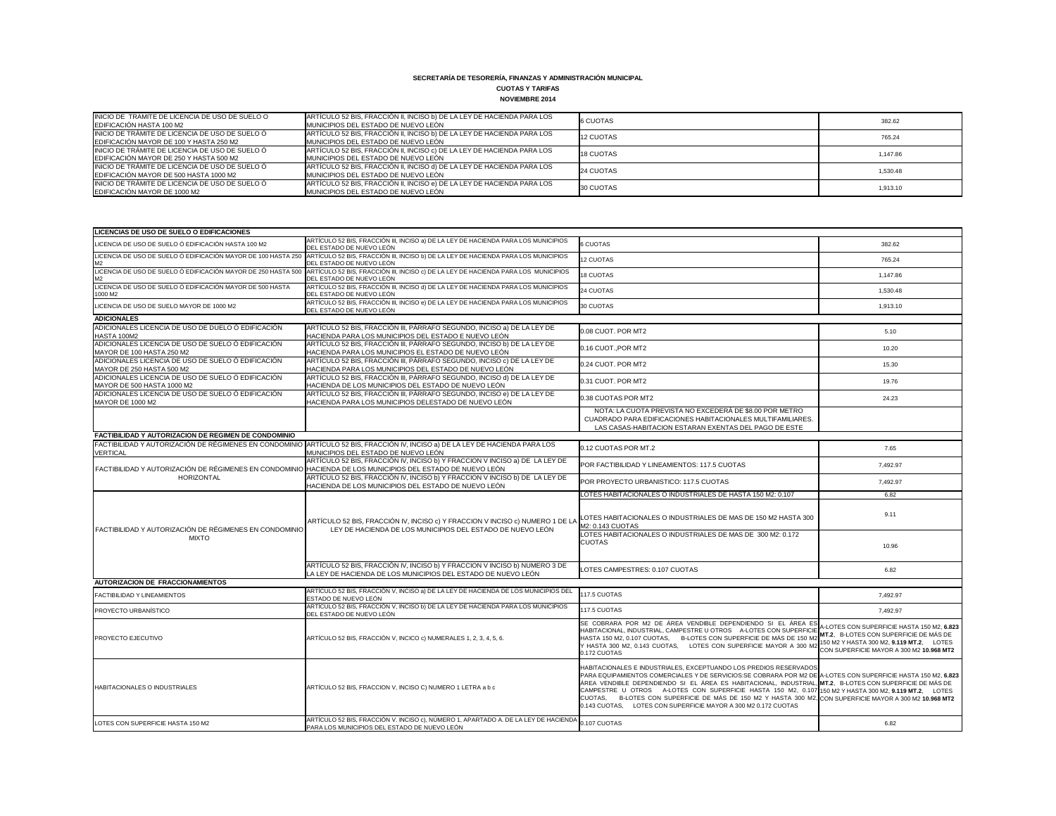**SECRETARÍA DE TESORERÍA, FINANZAS Y ADMINISTRACIÓN MUNICIPAL**

**CUOTAS Y TARIFAS**

**NOVIEMBRE 2014**

| | | | |
|---|---|---|---|
| INICIO DE TRAMITE DE LICENCIA DE USO DE SUELO O EDIFICACIÓN HASTA 100 M2 | ARTÍCULO 52 BIS, FRACCIÓN II, INCISO b) DE LA LEY DE HACIENDA PARA LOS MUNICIPIOS DEL ESTADO DE NUEVO LEÓN | 6 CUOTAS | 382.62 |
| INICIO DE TRÁMITE DE LICENCIA DE USO DE SUELO Ó EDIFICACIÓN MAYOR DE 100 Y HASTA 250 M2 | ARTÍCULO 52 BIS, FRACCIÓN II, INCISO b) DE LA LEY DE HACIENDA PARA LOS MUNICIPIOS DEL ESTADO DE NUEVO LEÓN | 12 CUOTAS | 765.24 |
| INICIO DE TRÁMITE DE LICENCIA DE USO DE SUELO Ó EDIFICACIÓN MAYOR DE 250 Y HASTA 500 M2 | ARTÍCULO 52 BIS, FRACCIÓN II, INCISO c) DE LA LEY DE HACIENDA PARA LOS MUNICIPIOS DEL ESTADO DE NUEVO LEÓN | 18 CUOTAS | 1,147.86 |
| INICIO DE TRÁMITE DE LICENCIA DE USO DE SUELO Ó EDIFICACIÓN MAYOR DE 500 HASTA 1000 M2 | ARTÍCULO 52 BIS, FRACCIÓN II, INCISO d) DE LA LEY DE HACIENDA PARA LOS MUNICIPIOS DEL ESTADO DE NUEVO LEÓN | 24 CUOTAS | 1,530.48 |
| INICIO DE TRÁMITE DE LICENCIA DE USO DE SUELO Ó EDIFICACIÓN MAYOR DE 1000 M2 | ARTÍCULO 52 BIS, FRACCIÓN II, INCISO e) DE LA LEY DE HACIENDA PARA LOS MUNICIPIOS DEL ESTADO DE NUEVO LEÓN | 30 CUOTAS | 1,913.10 |

| | | | |
|---|---|---|---|
| **LICENCIAS DE USO DE SUELO O EDIFICACIONES** | | | |
| LICENCIA DE USO DE SUELO Ó EDIFICACIÓN HASTA 100 M2 | ARTÍCULO 52 BIS, FRACCIÓN III, INCISO a) DE LA LEY DE HACIENDA PARA LOS MUNICIPIOS DEL ESTADO DE NUEVO LEÓN | 6 CUOTAS | 382.62 |
| LICENCIA DE USO DE SUELO Ó EDIFICACIÓN MAYOR DE 100 HASTA 250 M2 | ARTÍCULO 52 BIS, FRACCIÓN III, INCISO b) DE LA LEY DE HACIENDA PARA LOS MUNICIPIOS DEL ESTADO DE NUEVO LEÓN | 12 CUOTAS | 765.24 |
| LICENCIA DE USO DE SUELO Ó EDIFICACIÓN MAYOR DE 250 HASTA 500 M2 | ARTÍCULO 52 BIS, FRACCIÓN III, INCISO c) DE LA LEY DE HACIENDA PARA LOS MUNICIPIOS DEL ESTADO DE NUEVO LEÓN | 18 CUOTAS | 1,147.86 |
| LICENCIA DE USO DE SUELO Ó EDIFICACIÓN MAYOR DE 500 HASTA 1000 M2 | ARTÍCULO 52 BIS, FRACCIÓN III, INCISO d) DE LA LEY DE HACIENDA PARA LOS MUNICIPIOS DEL ESTADO DE NUEVO LEÓN | 24 CUOTAS | 1,530.48 |
| LICENCIA DE USO DE SUELO MAYOR DE 1000 M2 | ARTÍCULO 52 BIS, FRACCIÓN III, INCISO e) DE LA LEY DE HACIENDA PARA LOS MUNICIPIOS DEL ESTADO DE NUEVO LEÓN | 30 CUOTAS | 1,913.10 |
| **ADICIONALES** | | | |
| ADICIONALES LICENCIA DE USO DE DUELO Ó EDIFICACIÓN HASTA 100M2 | ARTÍCULO 52 BIS, FRACCIÓN III, PÁRRAFO SEGUNDO, INCISO a) DE LA LEY DE HACIENDA PARA LOS MUNICIPIOS DEL ESTADO E NUEVO LEÓN | 0.08 CUOT. POR MT2 | 5.10 |
| ADICIONALES LICENCIA DE USO DE SUELO Ó EDIFICACIÓN MAYOR DE 100 HASTA 250 M2 | ARTÍCULO 52 BIS, FRACCIÓN III, PÁRRAFO SEGUNDO, INCISO b) DE LA LEY DE HACIENDA PARA LOS MUNICIPIOS EL ESTADO DE NUEVO LEÓN | 0.16 CUOT.,POR MT2 | 10.20 |
| ADICIONALES LICENCIA DE USO DE SUELO Ó EDIFICACIÓN MAYOR DE 250 HASTA 500 M2 | ARTÍCULO 52 BIS, FRACCIÓN III, PÁRRAFO SEGUNDO, INCISO c) DE LA LEY DE HACIENDA PARA LOS MUNICIPIOS DEL ESTADO DE NUEVO LEÓN | 0.24 CUOT. POR MT2 | 15.30 |
| ADICIONALES LICENCIA DE USO DE SUELO Ó EDIFICACIÓN MAYOR DE 500 HASTA 1000 M2 | ARTÍCULO 52 BIS, FRACCIÓN III, PÁRRAFO SEGUNDO, INCISO d) DE LA LEY DE HACIENDA DE LOS MUNICIPIOS DEL ESTADO DE NUEVO LEÓN | 0.31 CUOT. POR MT2 | 19.76 |
| ADICIONALES LICENCIA DE USO DE SUELO Ó EDIFICACIÓN MAYOR DE 1000 M2 | ARTÍCULO 52 BIS, FRACCIÓN III, PÁRRAFO SEGUNDO, INCISO e) DE LA LEY DE HACIENDA PARA LOS MUNICIPIOS DELESTADO DE NUEVO LEÓN | 0.38 CUOTAS POR MT2 | 24.23 |
| | | NOTA: LA CUOTA PREVISTA NO EXCEDERÁ DE $8.00 POR METRO CUADRADO PARA EDIFICACIONES HABITACIONALES MULTIFAMILIARES. LAS CASAS-HABITACION ESTARAN EXENTAS DEL PAGO DE ESTE | |
| **FACTIBILIDAD Y AUTORIZACION DE REGIMEN DE CONDOMINIO** | | | |
| FACTIBILIDAD Y AUTORIZACIÓN DE RÉGIMENES EN CONDOMINIO VERTICAL | ARTÍCULO 52 BIS, FRACCIÓN IV, INCISO a) DE LA LEY DE HACIENDA PARA LOS MUNICIPIOS DEL ESTADO DE NUEVO LEÓN | 0.12 CUOTAS POR MT.2 | 7.65 |
| FACTIBILIDAD Y AUTORIZACIÓN DE RÉGIMENES EN CONDOMINIO HORIZONTAL | ARTÍCULO 52 BIS, FRACCIÓN IV, INCISO b) Y FRACCION V INCISO a) DE LA LEY DE HACIENDA DE LOS MUNICIPIOS DEL ESTADO DE NUEVO LEÓN | POR FACTIBILIDAD Y LINEAMIENTOS: 117.5 CUOTAS | 7,492.97 |
| | ARTÍCULO 52 BIS, FRACCIÓN IV, INCISO b) Y FRACCION V INCISO b) DE LA LEY DE HACIENDA DE LOS MUNICIPIOS DEL ESTADO DE NUEVO LEÓN | POR PROYECTO URBANISTICO: 117.5 CUOTAS | 7,492.97 |
| FACTIBILIDAD Y AUTORIZACIÓN DE RÉGIMENES EN CONDOMINIO MIXTO | ARTÍCULO 52 BIS, FRACCIÓN IV, INCISO c) Y FRACCION V INCISO c) NUMERO 1 DE LA LEY DE HACIENDA DE LOS MUNICIPIOS DEL ESTADO DE NUEVO LEÓN | LOTES HABITACIONALES O INDUSTRIALES DE HASTA 150 M2: 0.107 | 6.82 |
| | | LOTES HABITACIONALES O INDUSTRIALES DE MAS DE 150 M2 HASTA 300 M2: 0.143 CUOTAS | 9.11 |
| | | LOTES HABITACIONALES O INDUSTRIALES DE MAS DE 300 M2: 0.172 CUOTAS | 10.96 |
| | ARTÍCULO 52 BIS, FRACCIÓN IV, INCISO b) Y FRACCION V INCISO b) NUMERO 3 DE LA LEY DE HACIENDA DE LOS MUNICIPIOS DEL ESTADO DE NUEVO LEÓN | LOTES CAMPESTRES: 0.107 CUOTAS | 6.82 |
| **AUTORIZACION DE FRACCIONAMIENTOS** | | | |
| FACTIBILIDAD Y LINEAMIENTOS | ARTÍCULO 52 BIS, FRACCIÓN V, INCISO a) DE LA LEY DE HACIENDA DE LOS MUNICIPIOS DEL ESTADO DE NUEVO LEÓN | 117.5 CUOTAS | 7,492.97 |
| PROYECTO URBANÍSTICO | ARTÍCULO 52 BIS, FRACCIÓN V, INCISO b) DE LA LEY DE HACIENDA PARA LOS MUNICIPIOS DEL ESTADO DE NUEVO LEÓN | 117.5 CUOTAS | 7,492.97 |
| PROYECTO EJECUTIVO | ARTÍCULO 52 BIS, FRACCIÓN V, INCICO c) NUMERALES 1, 2, 3, 4, 5, 6. | SE COBRARA POR M2 DE ÁREA VENDIBLE DEPENDIENDO SI EL ÁREA ES HABITACIONAL, INDUSTRIAL, CAMPESTRE U OTROS A-LOTES CON SUPERFICIE HASTA 150 M2, 0.107 CUOTAS, B-LOTES CON SUPERFICIE DE MÁS DE 150 M2 Y HASTA 300 M2, 0.143 CUOTAS, LOTES CON SUPERFICIE MAYOR A 300 M2 0.172 CUOTAS | A-LOTES CON SUPERFICIE HASTA 150 M2, **6.823 MT.2**, B-LOTES CON SUPERFICIE DE MÁS DE 150 M2 Y HASTA 300 M2, **9.119 MT.2**, LOTES CON SUPERFICIE MAYOR A 300 M2 **10.968 MT2** |
| HABITACIONALES O INDUSTRIALES | ARTÍCULO 52 BIS, FRACCION V, INCISO C) NUMERO 1 LETRA a b c | HABITACIONALES E INDUSTRIALES, EXCEPTUANDO LOS PREDIOS RESERVADOS PARA EQUIPAMIENTOS COMERCIALES Y DE SERVICIOS:SE COBRARA POR M2 DE ÁREA VENDIBLE DEPENDIENDO SI EL ÁREA ES HABITACIONAL, INDUSTRIAL, CAMPESTRE U OTROS A-LOTES CON SUPERFICIE HASTA 150 M2, 0.107 CUOTAS, B-LOTES CON SUPERFICIE DE MÁS DE 150 M2 Y HASTA 300 M2, 0.143 CUOTAS, LOTES CON SUPERFICIE MAYOR A 300 M2 0.172 CUOTAS | A-LOTES CON SUPERFICIE HASTA 150 M2, **6.823 MT.2**, B-LOTES CON SUPERFICIE DE MÁS DE 150 M2 Y HASTA 300 M2, **9.119 MT.2**, LOTES CON SUPERFICIE MAYOR A 300 M2 **10.968 MT2** |
| LOTES CON SUPERFICIE HASTA 150 M2 | ARTÍCULO 52 BIS, FRACCIÓN V. INCISO c), NÚMERO 1, APARTADO A. DE LA LEY DE HACIENDA PARA LOS MUNICIPIOS DEL ESTADO DE NUEVO LEÓN | 0.107 CUOTAS | 6.82 |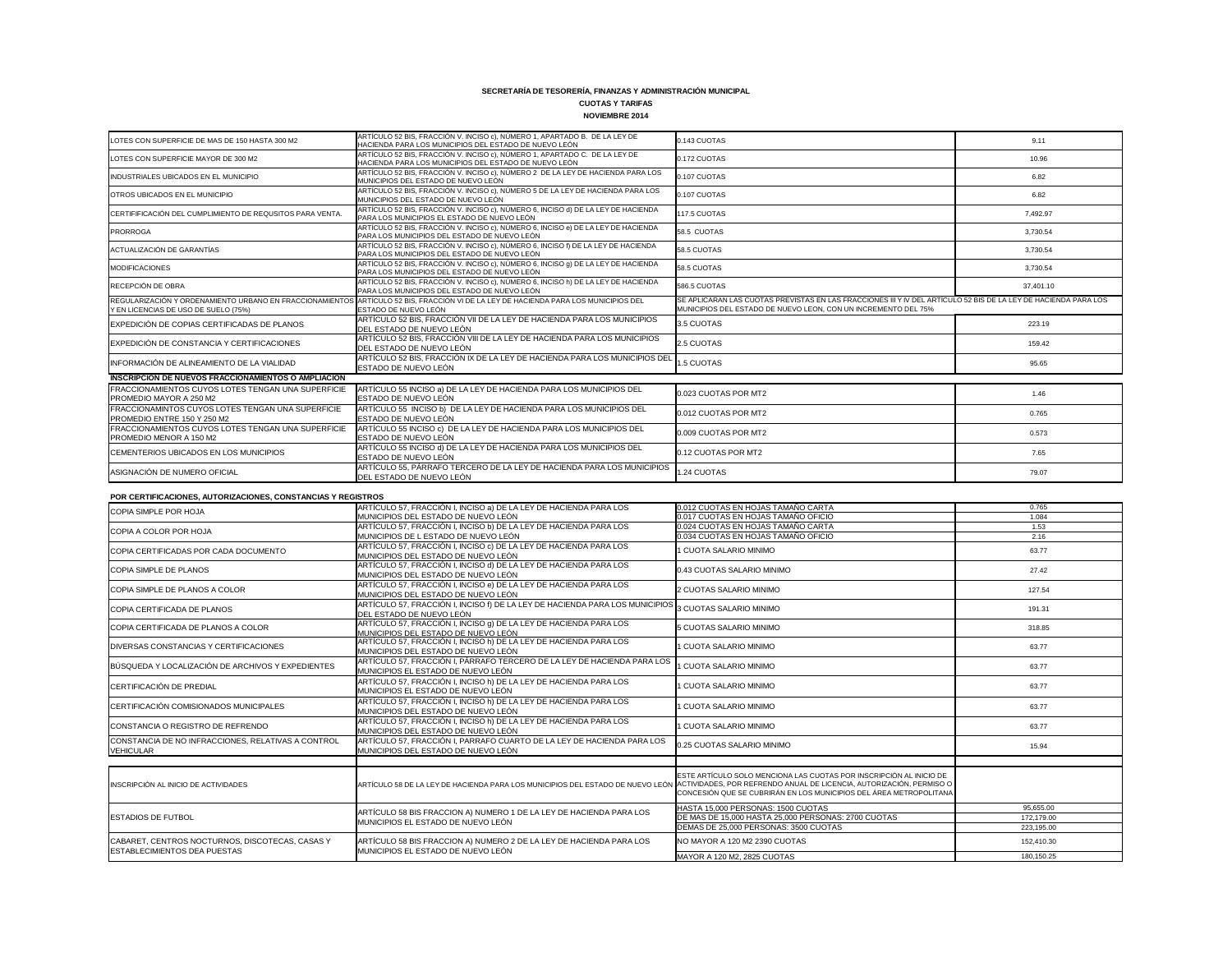**SECRETARÍA DE TESORERÍA, FINANZAS Y ADMINISTRACIÓN MUNICIPAL**

**CUOTAS Y TARIFAS**

**NOVIEMBRE 2014**

| | | | |
|---|---|---|---|
| LOTES CON SUPERFICIE DE MAS DE 150 HASTA 300 M2 | ARTÍCULO 52 BIS, FRACCIÓN V. INCISO c), NÚMERO 1, APARTADO B. DE LA LEY DE HACIENDA PARA LOS MUNICIPIOS DEL ESTADO DE NUEVO LEÓN | 0.143 CUOTAS | 9.11 |
| LOTES CON SUPERFICIE MAYOR DE 300 M2 | ARTÍCULO 52 BIS, FRACCIÓN V. INCISO c), NÚMERO 1, APARTADO C. DE LA LEY DE HACIENDA PARA LOS MUNICIPIOS DEL ESTADO DE NUEVO LEÓN | 0.172 CUOTAS | 10.96 |
| INDUSTRIALES UBICADOS EN EL MUNICIPIO | ARTÍCULO 52 BIS, FRACCIÓN V. INCISO c), NÚMERO 2 DE LA LEY DE HACIENDA PARA LOS MUNICIPIOS DEL ESTADO DE NUEVO LEÓN | 0.107 CUOTAS | 6.82 |
| OTROS UBICADOS EN EL MUNICIPIO | ARTÍCULO 52 BIS, FRACCIÓN V. INCISO c), NÚMERO 5 DE LA LEY DE HACIENDA PARA LOS MUNICIPIOS DEL ESTADO DE NUEVO LEÓN | 0.107 CUOTAS | 6.82 |
| CERTIFIFICACIÓN DEL CUMPLIMIENTO DE REQUSITOS PARA VENTA. | ARTÍCULO 52 BIS, FRACCIÓN V. INCISO c), NÚMERO 6, INCISO d) DE LA LEY DE HACIENDA PARA LOS MUNICIPIOS EL ESTADO DE NUEVO LEÓN | 117.5 CUOTAS | 7,492.97 |
| PRORROGA | ARTÍCULO 52 BIS, FRACCIÓN V. INCISO c), NÚMERO 6, INCISO e) DE LA LEY DE HACIENDA PARA LOS MUNICIPIOS DEL ESTADO DE NUEVO LEÓN | 58.5 CUOTAS | 3,730.54 |
| ACTUALIZACIÓN DE GARANTÍAS | ARTÍCULO 52 BIS, FRACCIÓN V. INCISO c), NÚMERO 6, INCISO f) DE LA LEY DE HACIENDA PARA LOS MUNICIPIOS DEL ESTADO DE NUEVO LEÓN | 58.5 CUOTAS | 3,730.54 |
| MODIFICACIONES | ARTÍCULO 52 BIS, FRACCIÓN V. INCISO c), NÚMERO 6, INCISO g) DE LA LEY DE HACIENDA PARA LOS MUNICIPIOS DEL ESTADO DE NUEVO LEÓN | 58.5 CUOTAS | 3,730.54 |
| RECEPCIÓN DE OBRA | ARTÍCULO 52 BIS, FRACCIÓN V. INCISO c), NÚMERO 6, INCISO h) DE LA LEY DE HACIENDA PARA LOS MUNICIPIOS DEL ESTADO DE NUEVO LEÓN | 586.5 CUOTAS | 37,401.10 |
| REGULARIZACIÓN Y ORDENAMIENTO URBANO EN FRACCIONAMIENTOS Y EN LICENCIAS DE USO DE SUELO (75%) | ARTÍCULO 52 BIS, FRACCIÓN VI DE LA LEY DE HACIENDA PARA LOS MUNICIPIOS DEL ESTADO DE NUEVO LEÓN | SE APLICARAN LAS CUOTAS PREVISTAS EN LAS FRACCIONES III Y IV DEL ARTÍCULO 52 BIS DE LA LEY DE HACIENDA PARA LOS MUNICIPIOS DEL ESTADO DE NUEVO LEON, CON UN INCREMENTO DEL 75% | |
| EXPEDICIÓN DE COPIAS CERTIFICADAS DE PLANOS | ARTÍCULO 52 BIS, FRACCIÓN VII DE LA LEY DE HACIENDA PARA LOS MUNICIPIOS DEL ESTADO DE NUEVO LEÓN | 3.5 CUOTAS | 223.19 |
| EXPEDICIÓN DE CONSTANCIA Y CERTIFICACIONES | ARTÍCULO 52 BIS, FRACCIÓN VIII DE LA LEY DE HACIENDA PARA LOS MUNICIPIOS DEL ESTADO DE NUEVO LEÓN | 2.5 CUOTAS | 159.42 |
| INFORMACIÓN DE ALINEAMIENTO DE LA VIALIDAD | ARTÍCULO 52 BIS, FRACCIÓN IX DE LA LEY DE HACIENDA PARA LOS MUNICIPIOS DEL ESTADO DE NUEVO LEÓN | 1.5 CUOTAS | 95.65 |
| **INSCRIPCION DE NUEVOS FRACCIONAMIENTOS O AMPLIACION** | | | |
| FRACCIONAMIENTOS CUYOS LOTES TENGAN UNA SUPERFICIE PROMEDIO MAYOR A 250 M2 | ARTÍCULO 55 INCISO a) DE LA LEY DE HACIENDA PARA LOS MUNICIPIOS DEL ESTADO DE NUEVO LEÓN | 0.023 CUOTAS POR MT2 | 1.46 |
| FRACCIONAMINTOS CUYOS LOTES TENGAN UNA SUPERFICIE PROMEDIO ENTRE 150 Y 250 M2 | ARTÍCULO 55 INCISO b) DE LA LEY DE HACIENDA PARA LOS MUNICIPIOS DEL ESTADO DE NUEVO LEÓN | 0.012 CUOTAS POR MT2 | 0.765 |
| FRACCIONAMIENTOS CUYOS LOTES TENGAN UNA SUPERFICIE PROMEDIO MENOR A 150 M2 | ARTÍCULO 55 INCISO c) DE LA LEY DE HACIENDA PARA LOS MUNICIPIOS DEL ESTADO DE NUEVO LEÓN | 0.009 CUOTAS POR MT2 | 0.573 |
| CEMENTERIOS UBICADOS EN LOS MUNICIPIOS | ARTÍCULO 55 INCISO d) DE LA LEY DE HACIENDA PARA LOS MUNICIPIOS DEL ESTADO DE NUEVO LEÓN | 0.12 CUOTAS POR MT2 | 7.65 |
| ASIGNACIÓN DE NUMERO OFICIAL | ARTÍCULO 55, PÁRRAFO TERCERO DE LA LEY DE HACIENDA PARA LOS MUNICIPIOS DEL ESTADO DE NUEVO LEÓN | 1.24 CUOTAS | 79.07 |

**POR CERTIFICACIONES, AUTORIZACIONES, CONSTANCIAS Y REGISTROS**

| | | | |
|---|---|---|---|
| COPIA SIMPLE POR HOJA | ARTÍCULO 57, FRACCIÓN I, INCISO a) DE LA LEY DE HACIENDA PARA LOS MUNICIPIOS DEL ESTADO DE NUEVO LEÓN | 0.012 CUOTAS EN HOJAS TAMAÑO CARTA | 0.765 |
| | | 0.017 CUOTAS EN HOJAS TAMAÑO OFICIO | 1.084 |
| COPIA A COLOR POR HOJA | ARTÍCULO 57, FRACCIÓN I, INCISO b) DE LA LEY DE HACIENDA PARA LOS MUNICIPIOS DE L ESTADO DE NUEVO LEÓN | 0.024 CUOTAS EN HOJAS TAMAÑO CARTA | 1.53 |
| | | 0.034 CUOTAS EN HOJAS TAMAÑO OFICIO | 2.16 |
| COPIA CERTIFICADAS POR CADA DOCUMENTO | ARTÍCULO 57, FRACCIÓN I, INCISO c) DE LA LEY DE HACIENDA PARA LOS MUNICIPIOS DEL ESTADO DE NUEVO LEÓN | 1 CUOTA SALARIO MINIMO | 63.77 |
| COPIA SIMPLE DE PLANOS | ARTÍCULO 57, FRACCIÓN I, INCISO d) DE LA LEY DE HACIENDA PARA LOS MUNICIPIOS DEL ESTADO DE NUEVO LEÓN | 0.43 CUOTAS SALARIO MINIMO | 27.42 |
| COPIA SIMPLE DE PLANOS A COLOR | ARTÍCULO 57, FRACCIÓN I, INCISO e) DE LA LEY DE HACIENDA PARA LOS MUNICIPIOS DEL ESTADO DE NUEVO LEÓN | 2 CUOTAS SALARIO MINIMO | 127.54 |
| COPIA CERTIFICADA DE PLANOS | ARTÍCULO 57, FRACCIÓN I, INCISO f) DE LA LEY DE HACIENDA PARA LOS MUNICIPIOS DEL ESTADO DE NUEVO LEÓN | 3 CUOTAS SALARIO MINIMO | 191.31 |
| COPIA CERTIFICADA DE PLANOS A COLOR | ARTÍCULO 57, FRACCIÓN I, INCISO g) DE LA LEY DE HACIENDA PARA LOS MUNICIPIOS DEL ESTADO DE NUEVO LEÓN | 5 CUOTAS SALARIO MINIMO | 318.85 |
| DIVERSAS CONSTANCIAS Y CERTIFICACIONES | ARTÍCULO 57, FRACCIÓN I, INCISO h) DE LA LEY DE HACIENDA PARA LOS MUNICIPIOS DEL ESTADO DE NUEVO LEÓN | 1 CUOTA SALARIO MINIMO | 63.77 |
| BÚSQUEDA Y LOCALIZACIÓN DE ARCHIVOS Y EXPEDIENTES | ARTÍCULO 57, FRACCIÓN I, PÁRRAFO TERCERO DE LA LEY DE HACIENDA PARA LOS MUNICIPIOS EL ESTADO DE NUEVO LEÓN | 1 CUOTA SALARIO MINIMO | 63.77 |
| CERTIFICACIÓN DE PREDIAL | ARTÍCULO 57, FRACCIÓN I, INCISO h) DE LA LEY DE HACIENDA PARA LOS MUNICIPIOS EL ESTADO DE NUEVO LEÓN | 1 CUOTA SALARIO MINIMO | 63.77 |
| CERTIFICACIÓN COMISIONADOS MUNICIPALES | ARTÍCULO 57, FRACCIÓN I, INCISO h) DE LA LEY DE HACIENDA PARA LOS MUNICIPIOS DEL ESTADO DE NUEVO LEÓN | 1 CUOTA SALARIO MINIMO | 63.77 |
| CONSTANCIA O REGISTRO DE REFRENDO | ARTÍCULO 57, FRACCIÓN I, INCISO h) DE LA LEY DE HACIENDA PARA LOS MUNICIPIOS DEL ESTADO DE NUEVO LEÓN | 1 CUOTA SALARIO MINIMO | 63.77 |
| CONSTANCIA DE NO INFRACCIONES, RELATIVAS A CONTROL VEHICULAR | ARTÍCULO 57, FRACCIÓN I, PARRAFO CUARTO DE LA LEY DE HACIENDA PARA LOS MUNICIPIOS DEL ESTADO DE NUEVO LEÓN | 0.25 CUOTAS SALARIO MINIMO | 15.94 |
| | | | |
| INSCRIPCIÓN AL INICIO DE ACTIVIDADES | ARTÍCULO 58 DE LA LEY DE HACIENDA PARA LOS MUNICIPIOS DEL ESTADO DE NUEVO LEÓN | ESTE ARTÍCULO SOLO MENCIONA LAS CUOTAS POR INSCRIPCIÓN AL INICIO DE ACTIVIDADES, POR REFRENDO ANUAL DE LICENCIA, AUTORIZACIÓN, PERMISO O CONCESIÓN QUE SE CUBRIRÁN EN LOS MUNICIPIOS DEL ÁREA METROPOLITANA | |
| ESTADIOS DE FUTBOL | ARTÍCULO 58 BIS FRACCION A) NUMERO 1 DE LA LEY DE HACIENDA PARA LOS MUNICIPIOS EL ESTADO DE NUEVO LEÓN | HASTA 15,000 PERSONAS: 1500 CUOTAS | 95,655.00 |
| | | DE MAS DE 15,000 HASTA 25,000 PERSONAS: 2700 CUOTAS | 172,179.00 |
| | | DEMAS DE 25,000 PERSONAS: 3500 CUOTAS | 223,195.00 |
| CABARET, CENTROS NOCTURNOS, DISCOTECAS, CASAS Y ESTABLECIMIENTOS DEA PUESTAS | ARTÍCULO 58 BIS FRACCION A) NUMERO 2 DE LA LEY DE HACIENDA PARA LOS MUNICIPIOS EL ESTADO DE NUEVO LEÓN | NO MAYOR A 120 M2 2390 CUOTAS | 152,410.30 |
| | | MAYOR A 120 M2, 2825 CUOTAS | 180,150.25 |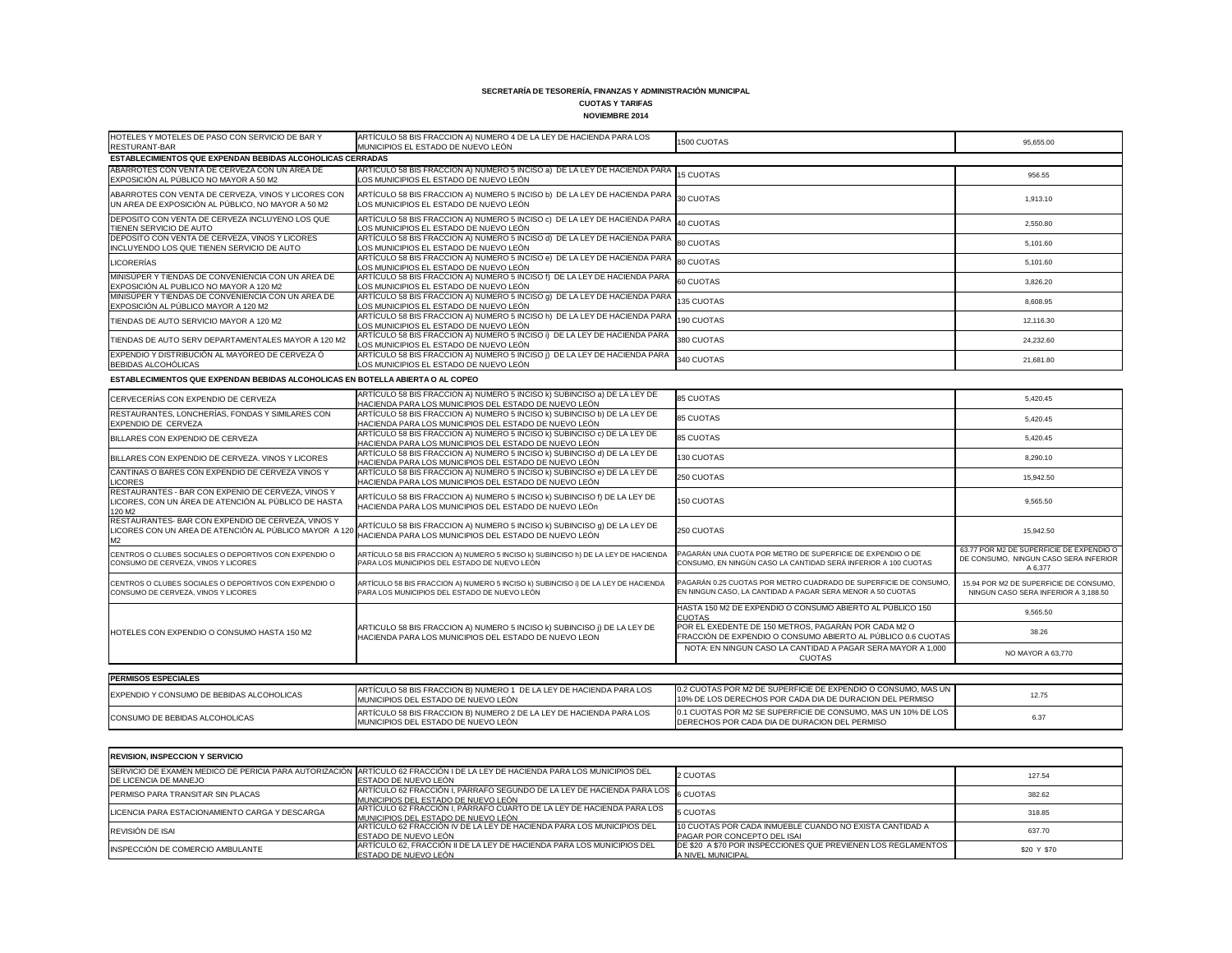**SECRETARÍA DE TESORERÍA, FINANZAS Y ADMINISTRACIÓN MUNICIPAL**

**CUOTAS Y TARIFAS**

**NOVIEMBRE 2014**

| | | | |
|---|---|---|---|
| HOTELES Y MOTELES DE PASO CON SERVICIO DE BAR Y RESTURANT-BAR | ARTÍCULO 58 BIS FRACCION A) NUMERO 4 DE LA LEY DE HACIENDA PARA LOS MUNICIPIOS EL ESTADO DE NUEVO LEÓN | 1500 CUOTAS | 95,655.00 |
| **ESTABLECIMIENTOS QUE EXPENDAN BEBIDAS ALCOHOLICAS CERRADAS** | | | |
| ABARROTES CON VENTA DE CERVEZA CON UN AREA DE EXPOSICIÓN AL PÚBLICO NO MAYOR A 50 M2 | ARTÍCULO 58 BIS FRACCION A) NUMERO 5 INCISO a) DE LA LEY DE HACIENDA PARA LOS MUNICIPIOS EL ESTADO DE NUEVO LEÓN | 15 CUOTAS | 956.55 |
| ABARROTES CON VENTA DE CERVEZA, VINOS Y LICORES CON UN AREA DE EXPOSICIÓN AL PÚBLICO, NO MAYOR A 50 M2 | ARTÍCULO 58 BIS FRACCION A) NUMERO 5 INCISO b) DE LA LEY DE HACIENDA PARA LOS MUNICIPIOS EL ESTADO DE NUEVO LEÓN | 30 CUOTAS | 1,913.10 |
| DEPOSITO CON VENTA DE CERVEZA INCLUYENO LOS QUE TIENEN SERVICIO DE AUTO | ARTÍCULO 58 BIS FRACCION A) NUMERO 5 INCISO c) DE LA LEY DE HACIENDA PARA LOS MUNICIPIOS EL ESTADO DE NUEVO LEÓN | 40 CUOTAS | 2,550.80 |
| DEPOSITO CON VENTA DE CERVEZA, VINOS Y LICORES INCLUYENDO LOS QUE TIENEN SERVICIO DE AUTO | ARTÍCULO 58 BIS FRACCION A) NUMERO 5 INCISO d) DE LA LEY DE HACIENDA PARA LOS MUNICIPIOS EL ESTADO DE NUEVO LEÓN | 80 CUOTAS | 5,101.60 |
| LICORERÍAS | ARTÍCULO 58 BIS FRACCION A) NUMERO 5 INCISO e) DE LA LEY DE HACIENDA PARA LOS MUNICIPIOS EL ESTADO DE NUEVO LEÓN | 80 CUOTAS | 5,101.60 |
| MINISÚPER Y TIENDAS DE CONVENIENCIA CON UN AREA DE EXPOSICIÓN AL PUBLICO NO MAYOR A 120 M2 | ARTÍCULO 58 BIS FRACCION A) NUMERO 5 INCISO f) DE LA LEY DE HACIENDA PARA LOS MUNICIPIOS EL ESTADO DE NUEVO LEÓN | 60 CUOTAS | 3,826.20 |
| MINISÚPER Y TIENDAS DE CONVENIENCIA CON UN AREA DE EXPOSICIÓN AL PÚBLICO MAYOR A 120 M2 | ARTÍCULO 58 BIS FRACCION A) NUMERO 5 INCISO g) DE LA LEY DE HACIENDA PARA LOS MUNICIPIOS EL ESTADO DE NUEVO LEÓN | 135 CUOTAS | 8,608.95 |
| TIENDAS DE AUTO SERVICIO MAYOR A 120 M2 | ARTÍCULO 58 BIS FRACCION A) NUMERO 5 INCISO h) DE LA LEY DE HACIENDA PARA LOS MUNICIPIOS EL ESTADO DE NUEVO LEÓN | 190 CUOTAS | 12,116.30 |
| TIENDAS DE AUTO SERV DEPARTAMENTALES MAYOR A 120 M2 | ARTÍCULO 58 BIS FRACCION A) NUMERO 5 INCISO i) DE LA LEY DE HACIENDA PARA LOS MUNICIPIOS EL ESTADO DE NUEVO LEÓN | 380 CUOTAS | 24,232.60 |
| EXPENDIO Y DISTRIBUCIÓN AL MAYOREO DE CERVEZA Ó BEBIDAS ALCOHÓLICAS | ARTÍCULO 58 BIS FRACCION A) NUMERO 5 INCISO j) DE LA LEY DE HACIENDA PARA LOS MUNICIPIOS EL ESTADO DE NUEVO LEÓN | 340 CUOTAS | 21,681.80 |

**ESTABLECIMIENTOS QUE EXPENDAN BEBIDAS ALCOHOLICAS EN BOTELLA ABIERTA O AL COPEO**

| | | | |
|---|---|---|---|
| CERVECERÍAS CON EXPENDIO DE CERVEZA | ARTÍCULO 58 BIS FRACCION A) NUMERO 5 INCISO k) SUBINCISO a) DE LA LEY DE HACIENDA PARA LOS MUNICIPIOS DEL ESTADO DE NUEVO LEÓN | 85 CUOTAS | 5,420.45 |
| RESTAURANTES, LONCHERÍAS, FONDAS Y SIMILARES CON EXPENDIO DE CERVEZA | ARTÍCULO 58 BIS FRACCION A) NUMERO 5 INCISO k) SUBINCISO b) DE LA LEY DE HACIENDA PARA LOS MUNICIPIOS DEL ESTADO DE NUEVO LEÓN | 85 CUOTAS | 5,420.45 |
| BILLARES CON EXPENDIO DE CERVEZA | ARTÍCULO 58 BIS FRACCION A) NUMERO 5 INCISO k) SUBINCISO c) DE LA LEY DE HACIENDA PARA LOS MUNICIPIOS DEL ESTADO DE NUEVO LEÓN | 85 CUOTAS | 5,420.45 |
| BILLARES CON EXPENDIO DE CERVEZA. VINOS Y LICORES | ARTÍCULO 58 BIS FRACCION A) NUMERO 5 INCISO k) SUBINCISO d) DE LA LEY DE HACIENDA PARA LOS MUNICIPIOS DEL ESTADO DE NUEVO LEÓN | 130 CUOTAS | 8,290.10 |
| CANTINAS O BARES CON EXPENDIO DE CERVEZA VINOS Y LICORES | ARTÍCULO 58 BIS FRACCION A) NUMERO 5 INCISO k) SUBINCISO e) DE LA LEY DE HACIENDA PARA LOS MUNICIPIOS DEL ESTADO DE NUEVO LEÓN | 250 CUOTAS | 15,942.50 |
| RESTAURANTES - BAR CON EXPENIO DE CERVEZA, VINOS Y LICORES, CON UN ÁREA DE ATENCIÓN AL PÚBLICO DE HASTA 120 M2 | ARTÍCULO 58 BIS FRACCION A) NUMERO 5 INCISO k) SUBINCISO f) DE LA LEY DE HACIENDA PARA LOS MUNICIPIOS DEL ESTADO DE NUEVO LEÓn | 150 CUOTAS | 9,565.50 |
| RESTAURANTES- BAR CON EXPENDIO DE CERVEZA, VINOS Y LICORES CON UN AREA DE ATENCIÓN AL PÚBLICO MAYOR A 120 M2 | ARTÍCULO 58 BIS FRACCION A) NUMERO 5 INCISO k) SUBINCISO g) DE LA LEY DE HACIENDA PARA LOS MUNICIPIOS DEL ESTADO DE NUEVO LEÓN | 250 CUOTAS | 15,942.50 |
| CENTROS O CLUBES SOCIALES O DEPORTIVOS CON EXPENDIO O CONSUMO DE CERVEZA, VINOS Y LICORES | ARTÍCULO 58 BIS FRACCION A) NUMERO 5 INCISO k) SUBINCISO h) DE LA LEY DE HACIENDA PARA LOS MUNICIPIOS DEL ESTADO DE NUEVO LEÓN | PAGARÁN UNA CUOTA POR METRO DE SUPERFICIE DE EXPENDIO O DE CONSUMO, EN NINGÚN CASO LA CANTIDAD SERÁ INFERIOR A 100 CUOTAS | 63.77 POR M2 DE SUPERFICIE DE EXPENDIO O DE CONSUMO, NINGUN CASO SERA INFERIOR A 6,377 |
| CENTROS O CLUBES SOCIALES O DEPORTIVOS CON EXPENDIO O CONSUMO DE CERVEZA, VINOS Y LICORES | ARTÍCULO 58 BIS FRACCION A) NUMERO 5 INCISO k) SUBINCISO i) DE LA LEY DE HACIENDA PARA LOS MUNICIPIOS DEL ESTADO DE NUEVO LEÓN | PAGARÁN 0.25 CUOTAS POR METRO CUADRADO DE SUPERFICIE DE CONSUMO, EN NINGUN CASO, LA CANTIDAD A PAGAR SERA MENOR A 50 CUOTAS | 15.94 POR M2 DE SUPERFICIE DE CONSUMO, NINGUN CASO SERA INFERIOR A 3,188.50 |
| HOTELES CON EXPENDIO O CONSUMO HASTA 150 M2 | ARTICULO 58 BIS FRACCION A) NUMERO 5 INCISO k) SUBINCISO j) DE LA LEY DE HACIENDA PARA LOS MUNICIPIOS DEL ESTADO DE NUEVO LEON | HASTA 150 M2 DE EXPENDIO O CONSUMO ABIERTO AL PÚBLICO 150 CUOTAS | 9,565.50 |
| | | POR EL EXEDENTE DE 150 METROS, PAGARÁN POR CADA M2 O FRACCIÓN DE EXPENDIO O CONSUMO ABIERTO AL PÚBLICO 0.6 CUOTAS | 38.26 |
| | | NOTA: EN NINGUN CASO LA CANTIDAD A PAGAR SERA MAYOR A 1,000 CUOTAS | NO MAYOR A 63,770 |

| | | | |
|---|---|---|---|
| **PERMISOS ESPECIALES** | | | |
| EXPENDIO Y CONSUMO DE BEBIDAS ALCOHOLICAS | ARTÍCULO 58 BIS FRACCION B) NUMERO 1 DE LA LEY DE HACIENDA PARA LOS MUNICIPIOS DEL ESTADO DE NUEVO LEÓN | 0.2 CUOTAS POR M2 DE SUPERFICIE DE EXPENDIO O CONSUMO, MAS UN 10% DE LOS DERECHOS POR CADA DIA DE DURACION DEL PERMISO | 12.75 |
| CONSUMO DE BEBIDAS ALCOHOLICAS | ARTÍCULO 58 BIS FRACCION B) NUMERO 2 DE LA LEY DE HACIENDA PARA LOS MUNICIPIOS DEL ESTADO DE NUEVO LEÓN | 0.1 CUOTAS POR M2 SE SUPERFICIE DE CONSUMO, MAS UN 10% DE LOS DERECHOS POR CADA DIA DE DURACION DEL PERMISO | 6.37 |

| | | | |
|---|---|---|---|
| **REVISION, INSPECCION Y SERVICIO** | | | |
| SERVICIO DE EXAMEN MEDICO DE PERICIA PARA AUTORIZACIÓN DE LICENCIA DE MANEJO | ARTÍCULO 62 FRACCIÓN I DE LA LEY DE HACIENDA PARA LOS MUNICIPIOS DEL ESTADO DE NUEVO LEÓN | 2 CUOTAS | 127.54 |
| PERMISO PARA TRANSITAR SIN PLACAS | ARTÍCULO 62 FRACCIÓN I, PÁRRAFO SEGUNDO DE LA LEY DE HACIENDA PARA LOS MUNICIPIOS DEL ESTADO DE NUEVO LEÓN | 6 CUOTAS | 382.62 |
| LICENCIA PARA ESTACIONAMIENTO CARGA Y DESCARGA | ARTÍCULO 62 FRACCIÓN I, PÁRRAFO CUARTO DE LA LEY DE HACIENDA PARA LOS MUNICIPIOS DEL ESTADO DE NUEVO LEÓN | 5 CUOTAS | 318.85 |
| REVISIÓN DE ISAI | ARTÍCULO 62 FRACCIÓN IV DE LA LEY DE HACIENDA PARA LOS MUNICIPIOS DEL ESTADO DE NUEVO LEÓN | 10 CUOTAS POR CADA INMUEBLE CUANDO NO EXISTA CANTIDAD A PAGAR POR CONCEPTO DEL ISAI | 637.70 |
| INSPECCIÓN DE COMERCIO AMBULANTE | ARTÍCULO 62, FRACCIÓN II DE LA LEY DE HACIENDA PARA LOS MUNICIPIOS DEL ESTADO DE NUEVO LEÓN | DE $20 A $70 POR INSPECCIONES QUE PREVIENEN LOS REGLAMENTOS A NIVEL MUNICIPAL | $20 Y $70 |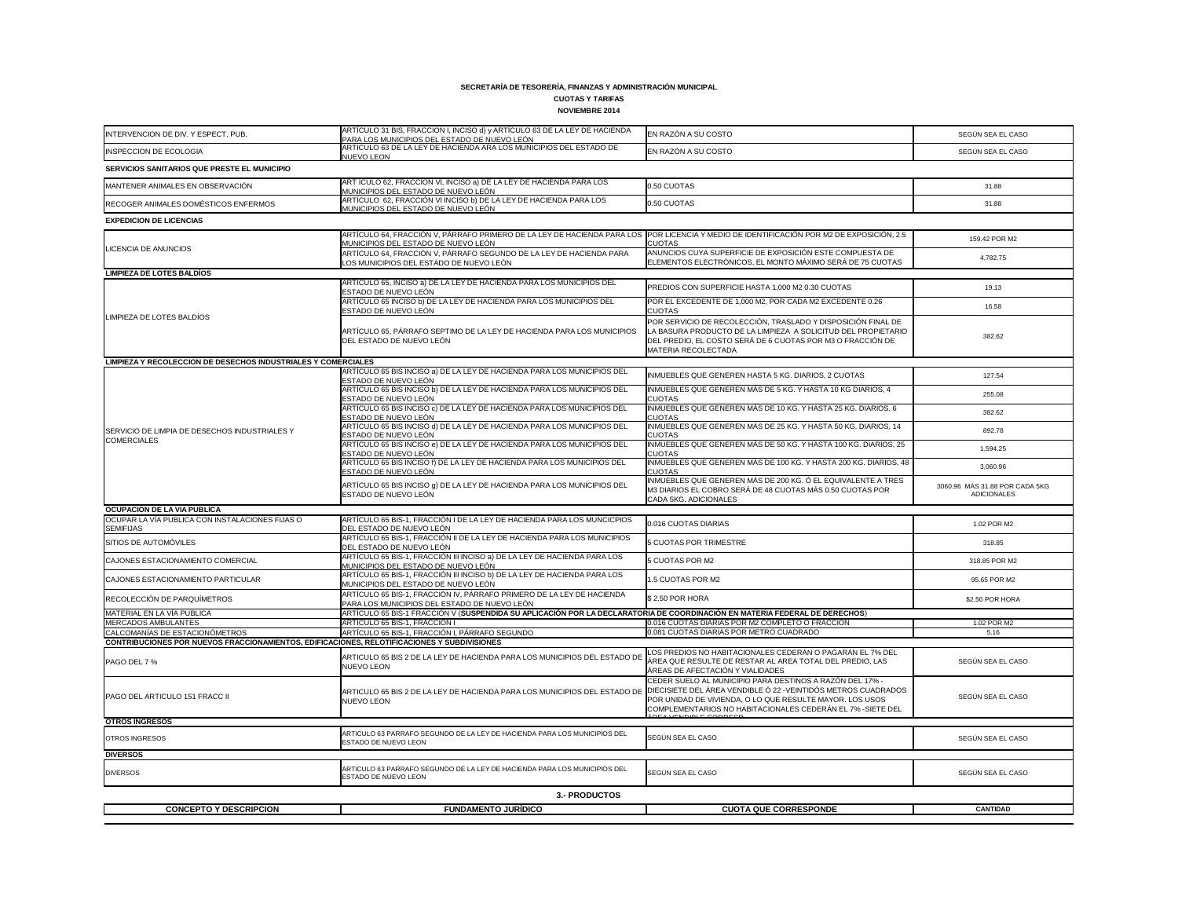**SECRETARÍA DE TESORERÍA, FINANZAS Y ADMINISTRACIÓN MUNICIPAL**

**CUOTAS Y TARIFAS**

**NOVIEMBRE 2014**

| | | | |
|---|---|---|---|
| INTERVENCION DE DIV. Y ESPECT. PUB. | ARTÍCULO 31 BIS, FRACCIÓN I, INCISO d) y ARTÍCULO 63 DE LA LEY DE HACIENDA PARA LOS MUNICIPIOS DEL ESTADO DE NUEVO LEÓN | EN RAZÓN A SU COSTO | SEGÚN SEA EL CASO |
| INSPECCION DE ECOLOGIA | ARTICULO 63 DE LA LEY DE HACIENDA ARA LOS MUNICIPIOS DEL ESTADO DE NUEVO LEON | EN RAZÓN A SU COSTO | SEGÚN SEA EL CASO |
| **SERVICIOS SANITARIOS QUE PRESTE EL MUNICIPIO** | | | |
| MANTENER ANIMALES EN OBSERVACIÓN | ART ICULO 62, FRACCIÓN VI, INCISO a) DE LA LEY DE HACIENDA PARA LOS MUNICIPIOS DEL ESTADO DE NUEVO LEÓN | 0.50 CUOTAS | 31.88 |
| RECOGER ANIMALES DOMÉSTICOS ENFERMOS | ARTÍCULO 62, FRACCIÓN VI INCISO b) DE LA LEY DE HACIENDA PARA LOS MUNICIPIOS DEL ESTADO DE NUEVO LEÓN | 0.50 CUOTAS | 31.88 |
| **EXPEDICION DE LICENCIAS** | | | |
| LICENCIA DE ANUNCIOS | ARTÍCULO 64, FRACCIÓN V, PÁRRAFO PRIMERO DE LA LEY DE HACIENDA PARA LOS MUNICIPIOS DEL ESTADO DE NUEVO LEÓN | POR LICENCIA Y MEDIO DE IDENTIFICACIÓN POR M2 DE EXPOSICIÓN, 2.5 CUOTAS | 159.42 POR M2 |
| | ARTÍCULO 64, FRACCIÓN V, PÁRRAFO SEGUNDO DE LA LEY DE HACIENDA PARA LOS MUNICIPIOS DEL ESTADO DE NUEVO LEÓN | ANUNCIOS CUYA SUPERFICIE DE EXPOSICIÓN ESTE COMPUESTA DE ELEMENTOS ELECTRÓNICOS, EL MONTO MÁXIMO SERÁ DE 75 CUOTAS | 4,782.75 |
| **LIMPIEZA DE LOTES BALDÍOS** | | | |
| LIMPIEZA DE LOTES BALDÍOS | ARTÍCULO 65, INCISO a) DE LA LEY DE HACIENDA PARA LOS MUNICIPIOS DEL ESTADO DE NUEVO LEÓN | PREDIOS CON SUPERFICIE HASTA 1,000 M2 0.30 CUOTAS | 19.13 |
| | ARTÍCULO 65 INCISO b) DE LA LEY DE HACIENDA PARA LOS MUNICIPIOS DEL ESTADO DE NUEVO LEÓN | POR EL EXCEDENTE DE 1,000 M2, POR CADA M2 EXCEDENTE 0.26 CUOTAS | 16.58 |
| | ARTÍCULO 65, PÁRRAFO SEPTIMO DE LA LEY DE HACIENDA PARA LOS MUNICIPIOS DEL ESTADO DE NUEVO LEÓN | POR SERVICIO DE RECOLECCIÓN, TRASLADO Y DISPOSICIÓN FINAL DE LA BASURA PRODUCTO DE LA LIMPIEZA A SOLICITUD DEL PROPIETARIO DEL PREDIO, EL COSTO SERÁ DE 6 CUOTAS POR M3 O FRACCIÓN DE MATERIA RECOLECTADA | 382.62 |
| **LIMPIEZA Y RECOLECCION DE DESECHOS INDUSTRIALES Y COMERCIALES** | | | |
| SERVICIO DE LIMPIA DE DESECHOS INDUSTRIALES Y COMERCIALES | ARTÍCULO 65 BIS INCISO a) DE LA LEY DE HACIENDA PARA LOS MUNICIPIOS DEL ESTADO DE NUEVO LEÓN | INMUEBLES QUE GENEREN HASTA 5 KG. DIARIOS, 2 CUOTAS | 127.54 |
| | ARTÍCULO 65 BIS INCISO b) DE LA LEY DE HACIENDA PARA LOS MUNICIPIOS DEL ESTADO DE NUEVO LEÓN | INMUEBLES QUE GENEREN MÁS DE 5 KG. Y HASTA 10 KG DIARIOS, 4 CUOTAS | 255.08 |
| | ARTÍCULO 65 BIS INCISO c) DE LA LEY DE HACIENDA PARA LOS MUNICIPIOS DEL ESTADO DE NUEVO LEÓN | INMUEBLES QUE GENEREN MÁS DE 10 KG. Y HASTA 25 KG. DIARIOS, 6 CUOTAS | 382.62 |
| | ARTÍCULO 65 BIS INCISO d) DE LA LEY DE HACIENDA PARA LOS MUNICIPIOS DEL ESTADO DE NUEVO LEÓN | INMUEBLES QUE GENEREN MÁS DE 25 KG. Y HASTA 50 KG. DIARIOS, 14 CUOTAS | 892.78 |
| | ARTÍCULO 65 BIS INCISO e) DE LA LEY DE HACIENDA PARA LOS MUNICIPIOS DEL ESTADO DE NUEVO LEÓN | INMUEBLES QUE GENEREN MÁS DE 50 KG. Y HASTA 100 KG. DIARIOS, 25 CUOTAS | 1,594.25 |
| | ARTÍCULO 65 BIS INCISO f) DE LA LEY DE HACIENDA PARA LOS MUNICIPIOS DEL ESTADO DE NUEVO LEÓN | INMUEBLES QUE GENEREN MÁS DE 100 KG. Y HASTA 200 KG. DIARIOS, 48 CUOTAS | 3,060.96 |
| | ARTÍCULO 65 BIS INCISO g) DE LA LEY DE HACIENDA PARA LOS MUNICIPIOS DEL ESTADO DE NUEVO LEÓN | INMUEBLES QUE GENEREN MÁS DE 200 KG. Ó EL EQUIVALENTE A TRES M3 DIARIOS EL COBRO SERÁ DE 48 CUOTAS MÁS 0.50 CUOTAS POR CADA 5KG. ADICIONALES | 3060.96 MÁS 31.88 POR CADA 5KG ADICIONALES |
| **OCUPACION DE LA VIA PUBLICA** | | | |
| OCUPAR LA VÍA PUBLICA CON INSTALACIONES FIJAS O SEMIFIJAS | ARTÍCULO 65 BIS-1, FRACCIÓN I DE LA LEY DE HACIENDA PARA LOS MUNCICPIOS DEL ESTADO DE NUEVO LEÓN | 0.016 CUOTAS DIARIAS | 1.02 POR M2 |
| SITIOS DE AUTOMÓVILES | ARTÍCULO 65 BIS-1, FRACCIÓN II DE LA LEY DE HACIENDA PARA LOS MUNICIPIOS DEL ESTADO DE NUEVO LEÓN | 5 CUOTAS POR TRIMESTRE | 318.85 |
| CAJONES ESTACIONAMIENTO COMERCIAL | ARTÍCULO 65 BIS-1, FRACCIÓN III INCISO a) DE LA LEY DE HACIENDA PARA LOS MUNICIPIOS DEL ESTADO DE NUEVO LEÓN | 5 CUOTAS POR M2 | 318.85 POR M2 |
| CAJONES ESTACIONAMIENTO PARTICULAR | ARTÍCULO 65 BIS-1, FRACCIÓN III INCISO b) DE LA LEY DE HACIENDA PARA LOS MUNICIPIOS DEL ESTADO DE NUEVO LEÓN | 1.5 CUOTAS POR M2 | 95.65 POR M2 |
| RECOLECCIÓN DE PARQUÍMETROS | ARTÍCULO 65 BIS-1, FRACCIÓN IV, PÁRRAFO PRIMERO DE LA LEY DE HACIENDA PARA LOS MUNICIPIOS DEL ESTADO DE NUEVO LEÓN | $ 2.50 POR HORA | $2.50 POR HORA |
| MATERIAL EN LA VÍA PUBLICA | ARTÍCULO 65 BIS-1 FRACCIÓN V (**SUSPENDIDA SU APLICACIÓN POR LA DECLARATORIA DE COORDINACIÓN EN MATERIA FEDERAL DE DERECHOS**) | | |
| MERCADOS AMBULANTES | ARTÍCULO 65 BIS-1, FRACCIÓN I | 0.016 CUOTAS DIARIAS POR M2 COMPLETO O FRACCIÓN | 1.02 POR M2 |
| CALCOMANÍAS DE ESTACIONÓMETROS | ARTÍCULO 65 BIS-1, FRACCIÓN I, PÁRRAFO SEGUNDO | 0.081 CUOTAS DIARIAS POR METRO CUADRADO | 5.16 |
| **CONTRIBUCIONES POR NUEVOS FRACCIONAMIENTOS, EDIFICACIONES, RELOTIFICACIONES Y SUBDIVISIONES** | | | |
| PAGO DEL 7 % | ARTICULO 65 BIS 2 DE LA LEY DE HACIENDA PARA LOS MUNICIPIOS DEL ESTADO DE NUEVO LEON | LOS PREDIOS NO HABITACIONALES CEDERÁN O PAGARÁN EL 7% DEL ÁREA QUE RESULTE DE RESTAR AL ÁREA TOTAL DEL PREDIO, LAS ÁREAS DE AFECTACIÓN Y VIALIDADES | SEGÚN SEA EL CASO |
| PAGO DEL ARTICULO 151 FRACC II | ARTICULO 65 BIS 2 DE LA LEY DE HACIENDA PARA LOS MUNICIPIOS DEL ESTADO DE NUEVO LEON | CEDER SUELO AL MUNICIPIO PARA DESTINOS A RAZÓN DEL 17% -DIECISIETE DEL ÁREA VENDIBLE Ó 22 -VEINTIDÓS METROS CUADRADOS POR UNIDAD DE VIVIENDA, O LO QUE RESULTE MAYOR. LOS USOS COMPLEMENTARIOS NO HABITACIONALES CEDERÁN EL 7% -SIETE DEL ÁREA VENDIBLE CORRESP... | SEGÚN SEA EL CASO |
| **OTROS INGRESOS** | | | |
| OTROS INGRESOS | ARTICULO 63 PARRAFO SEGUNDO DE LA LEY DE HACIENDA PARA LOS MUNICIPIOS DEL ESTADO DE NUEVO LEON | SEGÚN SEA EL CASO | SEGÚN SEA EL CASO |
| **DIVERSOS** | | | |
| DIVERSOS | ARTICULO 63 PARRAFO SEGUNDO DE LA LEY DE HACIENDA PARA LOS MUNICIPIOS DEL ESTADO DE NUEVO LEON | SEGÚN SEA EL CASO | SEGÚN SEA EL CASO |

**3.- PRODUCTOS**

| CONCEPTO Y DESCRIPCION | FUNDAMENTO JURÍDICO | CUOTA QUE CORRESPONDE | CANTIDAD |
|---|---|---|---|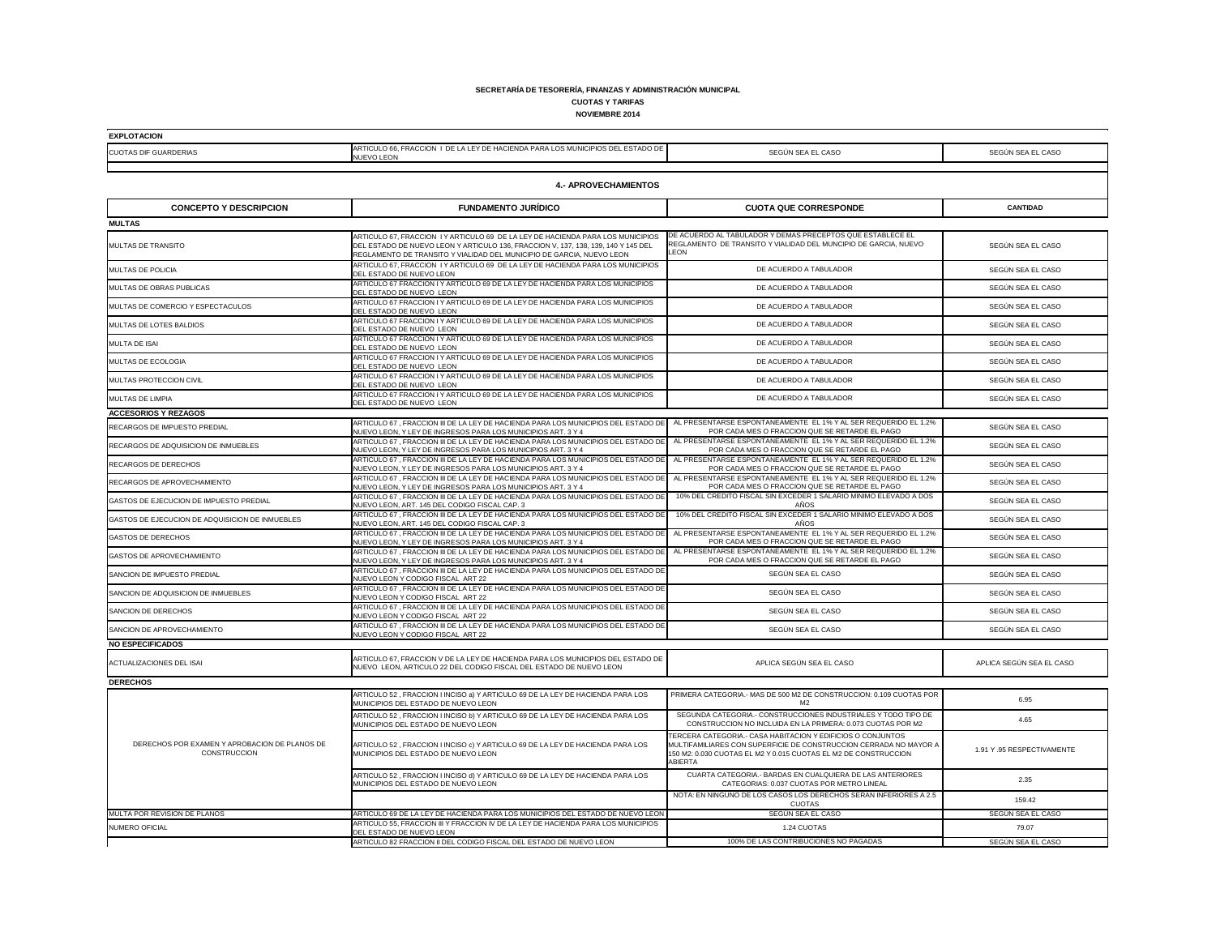**SECRETARÍA DE TESORERÍA, FINANZAS Y ADMINISTRACIÓN MUNICIPAL**

**CUOTAS Y TARIFAS**

**NOVIEMBRE 2014**

| **EXPLOTACION** | | | |
|---|---|---|---|
| CUOTAS DIF GUARDERIAS | ARTICULO 66, FRACCION I DE LA LEY DE HACIENDA PARA LOS MUNICIPIOS DEL ESTADO DE NUEVO LEON | SEGÚN SEA EL CASO | SEGÚN SEA EL CASO |

## 4.- APROVECHAMIENTOS

| CONCEPTO Y DESCRIPCION | FUNDAMENTO JURÍDICO | CUOTA QUE CORRESPONDE | CANTIDAD |
|---|---|---|---|
| **MULTAS** | | | |
| MULTAS DE TRANSITO | ARTICULO 67, FRACCION I Y ARTICULO 69 DE LA LEY DE HACIENDA PARA LOS MUNICIPIOS DEL ESTADO DE NUEVO LEON Y ARTICULO 136, FRACCION V, 137, 138, 139, 140 Y 145 DEL REGLAMENTO DE TRANSITO Y VIALIDAD DEL MUNICIPIO DE GARCIA, NUEVO LEON | DE ACUERDO AL TABULADOR Y DEMAS PRECEPTOS QUE ESTABLECE EL REGLAMENTO DE TRANSITO Y VIALIDAD DEL MUNCIPIO DE GARCIA, NUEVO LEON | SEGÚN SEA EL CASO |
| MULTAS DE POLICIA | ARTICULO 67, FRACCION I Y ARTICULO 69 DE LA LEY DE HACIENDA PARA LOS MUNICIPIOS DEL ESTADO DE NUEVO LEON | DE ACUERDO A TABULADOR | SEGÚN SEA EL CASO |
| MULTAS DE OBRAS PUBLICAS | ARTICULO 67 FRACCION I Y ARTICULO 69 DE LA LEY DE HACIENDA PARA LOS MUNICIPIOS DEL ESTADO DE NUEVO LEON | DE ACUERDO A TABULADOR | SEGÚN SEA EL CASO |
| MULTAS DE COMERCIO Y ESPECTACULOS | ARTICULO 67 FRACCION I Y ARTICULO 69 DE LA LEY DE HACIENDA PARA LOS MUNICIPIOS DEL ESTADO DE NUEVO LEON | DE ACUERDO A TABULADOR | SEGÚN SEA EL CASO |
| MULTAS DE LOTES BALDIOS | ARTICULO 67 FRACCION I Y ARTICULO 69 DE LA LEY DE HACIENDA PARA LOS MUNICIPIOS DEL ESTADO DE NUEVO LEON | DE ACUERDO A TABULADOR | SEGÚN SEA EL CASO |
| MULTA DE ISAI | ARTICULO 67 FRACCION I Y ARTICULO 69 DE LA LEY DE HACIENDA PARA LOS MUNICIPIOS DEL ESTADO DE NUEVO LEON | DE ACUERDO A TABULADOR | SEGÚN SEA EL CASO |
| MULTAS DE ECOLOGIA | ARTICULO 67 FRACCION I Y ARTICULO 69 DE LA LEY DE HACIENDA PARA LOS MUNICIPIOS DEL ESTADO DE NUEVO LEON | DE ACUERDO A TABULADOR | SEGÚN SEA EL CASO |
| MULTAS PROTECCION CIVIL | ARTICULO 67 FRACCION I Y ARTICULO 69 DE LA LEY DE HACIENDA PARA LOS MUNICIPIOS DEL ESTADO DE NUEVO LEON | DE ACUERDO A TABULADOR | SEGÚN SEA EL CASO |
| MULTAS DE LIMPIA | ARTICULO 67 FRACCION I Y ARTICULO 69 DE LA LEY DE HACIENDA PARA LOS MUNICIPIOS DEL ESTADO DE NUEVO LEON | DE ACUERDO A TABULADOR | SEGÚN SEA EL CASO |
| **ACCESORIOS Y REZAGOS** | | | |
| RECARGOS DE IMPUESTO PREDIAL | ARTICULO 67 , FRACCION III DE LA LEY DE HACIENDA PARA LOS MUNICIPIOS DEL ESTADO DE NUEVO LEON, Y LEY DE INGRESOS PARA LOS MUNICIPIOS ART. 3 Y 4 | AL PRESENTARSE ESPONTANEAMENTE EL 1% Y AL SER REQUERIDO EL 1.2% POR CADA MES O FRACCION QUE SE RETARDE EL PAGO | SEGÚN SEA EL CASO |
| RECARGOS DE ADQUISICION DE INMUEBLES | ARTICULO 67 , FRACCION III DE LA LEY DE HACIENDA PARA LOS MUNICIPIOS DEL ESTADO DE NUEVO LEON, Y LEY DE INGRESOS PARA LOS MUNICIPIOS ART. 3 Y 4 | AL PRESENTARSE ESPONTANEAMENTE EL 1% Y AL SER REQUERIDO EL 1.2% POR CADA MES O FRACCION QUE SE RETARDE EL PAGO | SEGÚN SEA EL CASO |
| RECARGOS DE DERECHOS | ARTICULO 67 , FRACCION III DE LA LEY DE HACIENDA PARA LOS MUNICIPIOS DEL ESTADO DE NUEVO LEON, Y LEY DE INGRESOS PARA LOS MUNICIPIOS ART. 3 Y 4 | AL PRESENTARSE ESPONTANEAMENTE EL 1% Y AL SER REQUERIDO EL 1.2% POR CADA MES O FRACCION QUE SE RETARDE EL PAGO | SEGÚN SEA EL CASO |
| RECARGOS DE APROVECHAMIENTO | ARTICULO 67 , FRACCION III DE LA LEY DE HACIENDA PARA LOS MUNICIPIOS DEL ESTADO DE NUEVO LEON, Y LEY DE INGRESOS PARA LOS MUNICIPIOS ART. 3 Y 4 | AL PRESENTARSE ESPONTANEAMENTE EL 1% Y AL SER REQUERIDO EL 1.2% POR CADA MES O FRACCION QUE SE RETARDE EL PAGO | SEGÚN SEA EL CASO |
| GASTOS DE EJECUCION DE IMPUESTO PREDIAL | ARTICULO 67 , FRACCION III DE LA LEY DE HACIENDA PARA LOS MUNICIPIOS DEL ESTADO DE NUEVO LEON, ART. 145 DEL CODIGO FISCAL CAP. 3 | 10% DEL CREDITO FISCAL SIN EXCEDER 1 SALARIO MINIMO ELEVADO A DOS AÑOS | SEGÚN SEA EL CASO |
| GASTOS DE EJECUCION DE ADQUISICION DE INMUEBLES | ARTICULO 67 , FRACCION III DE LA LEY DE HACIENDA PARA LOS MUNICIPIOS DEL ESTADO DE NUEVO LEON, ART. 145 DEL CODIGO FISCAL CAP. 3 | 10% DEL CREDITO FISCAL SIN EXCEDER 1 SALARIO MINIMO ELEVADO A DOS AÑOS | SEGÚN SEA EL CASO |
| GASTOS DE DERECHOS | ARTICULO 67 , FRACCION III DE LA LEY DE HACIENDA PARA LOS MUNICIPIOS DEL ESTADO DE NUEVO LEON, Y LEY DE INGRESOS PARA LOS MUNICIPIOS ART. 3 Y 4 | AL PRESENTARSE ESPONTANEAMENTE EL 1% Y AL SER REQUERIDO EL 1.2% POR CADA MES O FRACCION QUE SE RETARDE EL PAGO | SEGÚN SEA EL CASO |
| GASTOS DE APROVECHAMIENTO | ARTICULO 67 , FRACCION III DE LA LEY DE HACIENDA PARA LOS MUNICIPIOS DEL ESTADO DE NUEVO LEON, Y LEY DE INGRESOS PARA LOS MUNICIPIOS ART. 3 Y 4 | AL PRESENTARSE ESPONTANEAMENTE EL 1% Y AL SER REQUERIDO EL 1.2% POR CADA MES O FRACCION QUE SE RETARDE EL PAGO | SEGÚN SEA EL CASO |
| SANCION DE IMPUESTO PREDIAL | ARTICULO 67 , FRACCION III DE LA LEY DE HACIENDA PARA LOS MUNICIPIOS DEL ESTADO DE NUEVO LEON Y CODIGO FISCAL ART 22 | SEGÚN SEA EL CASO | SEGÚN SEA EL CASO |
| SANCION DE ADQUISICION DE INMUEBLES | ARTICULO 67 , FRACCION III DE LA LEY DE HACIENDA PARA LOS MUNICIPIOS DEL ESTADO DE NUEVO LEON Y CODIGO FISCAL ART 22 | SEGÚN SEA EL CASO | SEGÚN SEA EL CASO |
| SANCION DE DERECHOS | ARTICULO 67 , FRACCION III DE LA LEY DE HACIENDA PARA LOS MUNICIPIOS DEL ESTADO DE NUEVO LEON Y CODIGO FISCAL ART 22 | SEGÚN SEA EL CASO | SEGÚN SEA EL CASO |
| SANCION DE APROVECHAMIENTO | ARTICULO 67 , FRACCION III DE LA LEY DE HACIENDA PARA LOS MUNICIPIOS DEL ESTADO DE NUEVO LEON Y CODIGO FISCAL ART 22 | SEGÚN SEA EL CASO | SEGÚN SEA EL CASO |
| **NO ESPECIFICADOS** | | | |
| ACTUALIZACIONES DEL ISAI | ARTICULO 67, FRACCION V DE LA LEY DE HACIENDA PARA LOS MUNICIPIOS DEL ESTADO DE NUEVO LEON, ARTICULO 22 DEL CODIGO FISCAL DEL ESTADO DE NUEVO LEON | APLICA SEGÚN SEA EL CASO | APLICA SEGÚN SEA EL CASO |
| **DERECHOS** | | | |
| DERECHOS POR EXAMEN Y APROBACION DE PLANOS DE CONSTRUCCION | ARTICULO 52 , FRACCION I INCISO a) Y ARTICULO 69 DE LA LEY DE HACIENDA PARA LOS MUNICIPIOS DEL ESTADO DE NUEVO LEON | PRIMERA CATEGORIA.- MAS DE 500 M2 DE CONSTRUCCION: 0.109 CUOTAS POR M2 | 6.95 |
| | ARTICULO 52 , FRACCION I INCISO b) Y ARTICULO 69 DE LA LEY DE HACIENDA PARA LOS MUNICIPIOS DEL ESTADO DE NUEVO LEON | SEGUNDA CATEGORIA.- CONSTRUCCIONES INDUSTRIALES Y TODO TIPO DE CONSTRUCCION NO INCLUIDA EN LA PRIMERA: 0.073 CUOTAS POR M2 | 4.65 |
| | ARTICULO 52 , FRACCION I INCISO c) Y ARTICULO 69 DE LA LEY DE HACIENDA PARA LOS MUNICIPIOS DEL ESTADO DE NUEVO LEON | TERCERA CATEGORIA.- CASA HABITACION Y EDIFICIOS O CONJUNTOS MULTIFAMILIARES CON SUPERFICIE DE CONSTRUCCION CERRADA NO MAYOR A 150 M2: 0.030 CUOTAS EL M2 Y 0.015 CUOTAS EL M2 DE CONSTRUCCION ABIERTA | 1.91 Y .95 RESPECTIVAMENTE |
| | ARTICULO 52 , FRACCION I INCISO d) Y ARTICULO 69 DE LA LEY DE HACIENDA PARA LOS MUNICIPIOS DEL ESTADO DE NUEVO LEON | CUARTA CATEGORIA.- BARDAS EN CUALQUIERA DE LAS ANTERIORES CATEGORIAS: 0.037 CUOTAS POR METRO LINEAL | 2.35 |
| | | NOTA: EN NINGUNO DE LOS CASOS LOS DERECHOS SERAN INFERIORES A 2.5 CUOTAS | 159.42 |
| MULTA POR REVISION DE PLANOS | ARTICULO 69 DE LA LEY DE HACIENDA PARA LOS MUNICIPIOS DEL ESTADO DE NUEVO LEON | SEGÚN SEA EL CASO | SEGÚN SEA EL CASO |
| NUMERO OFICIAL | ARTICULO 55, FRACCION III Y FRACCION IV DE LA LEY DE HACIENDA PARA LOS MUNICIPIOS DEL ESTADO DE NUEVO LEON | 1.24 CUOTAS | 79.07 |
| | ARTICULO 82 FRACCION II DEL CODIGO FISCAL DEL ESTADO DE NUEVO LEON | 100% DE LAS CONTRIBUCIONES NO PAGADAS | SEGÚN SEA EL CASO |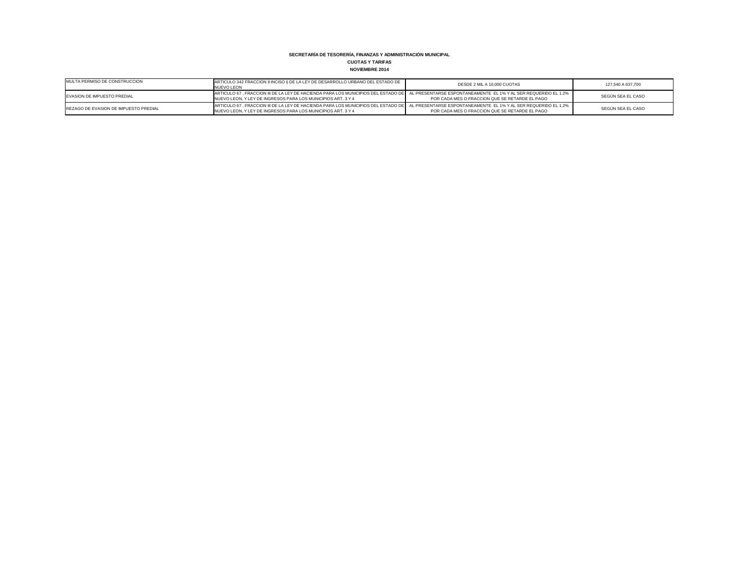**SECRETARÍA DE TESORERÍA, FINANZAS Y ADMINISTRACIÓN MUNICIPAL**

**CUOTAS Y TARIFAS**

**NOVIEMBRE 2014**

| | | | |
|---|---|---|---|
| MULTA PERMISO DE CONSTRUCCION | ARTICULO 342 FRACCION II INCISO i) DE LA LEY DE DESARROLLO URBANO DEL ESTADO DE NUEVO LEON | DESDE 2 MIL A 10,000 CUOTAS | 127,540 A 637,700 |
| EVASION DE IMPUESTO PREDIAL | ARTICULO 67 , FRACCION III DE LA LEY DE HACIENDA PARA LOS MUNICIPIOS DEL ESTADO DE NUEVO LEON, Y LEY DE INGRESOS PARA LOS MUNICIPIOS ART. 3 Y 4 | AL PRESENTARSE ESPONTANEAMENTE EL 1% Y AL SER REQUERIDO EL 1.2% POR CADA MES O FRACCION QUE SE RETARDE EL PAGO | SEGÚN SEA EL CASO |
| REZAGO DE EVASION DE IMPUESTO PREDIAL | ARTICULO 67 , FRACCION III DE LA LEY DE HACIENDA PARA LOS MUNICIPIOS DEL ESTADO DE NUEVO LEON, Y LEY DE INGRESOS PARA LOS MUNICIPIOS ART. 3 Y 4 | AL PRESENTARSE ESPONTANEAMENTE EL 1% Y AL SER REQUERIDO EL 1.2% POR CADA MES O FRACCION QUE SE RETARDE EL PAGO | SEGÚN SEA EL CASO |